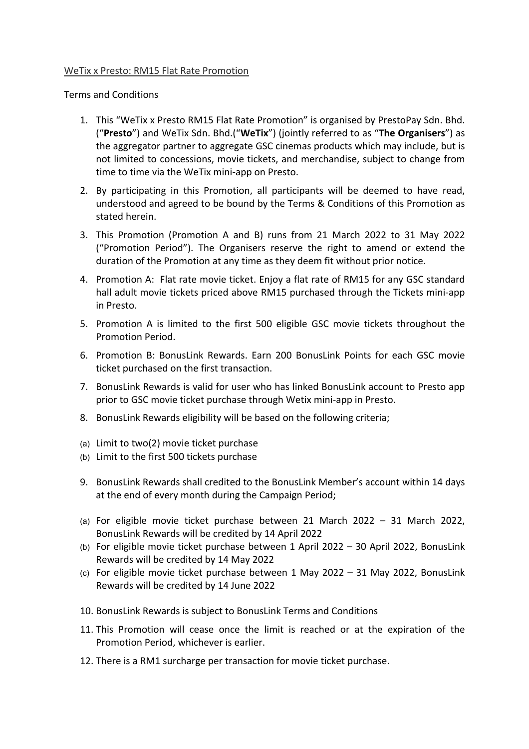WeTix x Presto: RM15 Flat Rate Promotion

Terms and Conditions

1. This “WeTix x Presto RM15 Flat Rate Promotion” is organised by PrestoPay Sdn. Bhd. (“**Presto**”) and WeTix Sdn. Bhd.(“**WeTix**”) (jointly referred to as “**The Organisers**”) as the aggregator partner to aggregate GSC cinemas products which may include, but is not limited to concessions, movie tickets, and merchandise, subject to change from time to time via the WeTix mini-app on Presto.
2. By participating in this Promotion, all participants will be deemed to have read, understood and agreed to be bound by the Terms & Conditions of this Promotion as stated herein.
3. This Promotion (Promotion A and B) runs from 21 March 2022 to 31 May 2022 (“Promotion Period”). The Organisers reserve the right to amend or extend the duration of the Promotion at any time as they deem fit without prior notice.
4. Promotion A: Flat rate movie ticket. Enjoy a flat rate of RM15 for any GSC standard hall adult movie tickets priced above RM15 purchased through the Tickets mini-app in Presto.
5. Promotion A is limited to the first 500 eligible GSC movie tickets throughout the Promotion Period.
6. Promotion B: BonusLink Rewards. Earn 200 BonusLink Points for each GSC movie ticket purchased on the first transaction.
7. BonusLink Rewards is valid for user who has linked BonusLink account to Presto app prior to GSC movie ticket purchase through Wetix mini-app in Presto.
8. BonusLink Rewards eligibility will be based on the following criteria;

(a) Limit to two(2) movie ticket purchase
(b) Limit to the first 500 tickets purchase

9. BonusLink Rewards shall credited to the BonusLink Member’s account within 14 days at the end of every month during the Campaign Period;

(a) For eligible movie ticket purchase between 21 March 2022 – 31 March 2022, BonusLink Rewards will be credited by 14 April 2022
(b) For eligible movie ticket purchase between 1 April 2022 – 30 April 2022, BonusLink Rewards will be credited by 14 May 2022
(c) For eligible movie ticket purchase between 1 May 2022 – 31 May 2022, BonusLink Rewards will be credited by 14 June 2022

10. BonusLink Rewards is subject to BonusLink Terms and Conditions
11. This Promotion will cease once the limit is reached or at the expiration of the Promotion Period, whichever is earlier.
12. There is a RM1 surcharge per transaction for movie ticket purchase.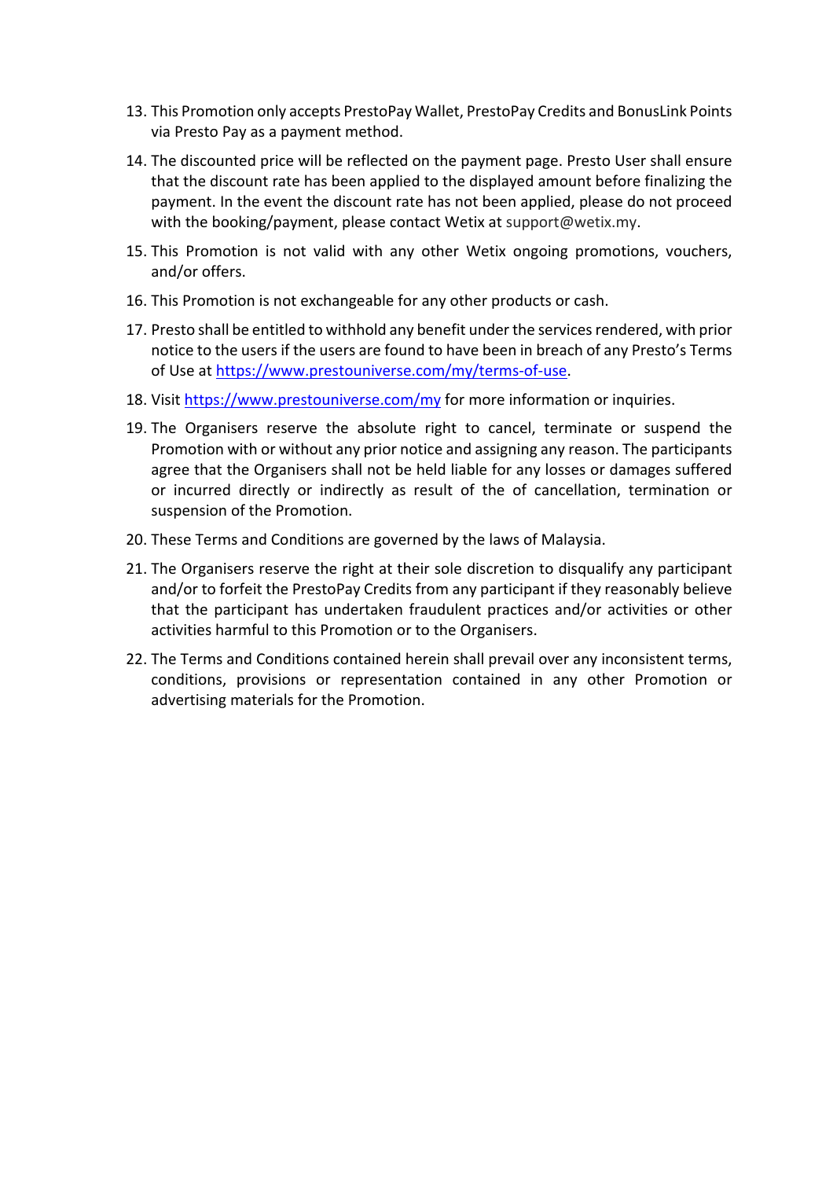13. This Promotion only accepts PrestoPay Wallet, PrestoPay Credits and BonusLink Points via Presto Pay as a payment method.
14. The discounted price will be reflected on the payment page. Presto User shall ensure that the discount rate has been applied to the displayed amount before finalizing the payment. In the event the discount rate has not been applied, please do not proceed with the booking/payment, please contact Wetix at support@wetix.my.
15. This Promotion is not valid with any other Wetix ongoing promotions, vouchers, and/or offers.
16. This Promotion is not exchangeable for any other products or cash.
17. Presto shall be entitled to withhold any benefit under the services rendered, with prior notice to the users if the users are found to have been in breach of any Presto's Terms of Use at [https://www.prestouniverse.com/my/terms-of-use](https://www.prestouniverse.com/my/terms-of-use).
18. Visit [https://www.prestouniverse.com/my](https://www.prestouniverse.com/my) for more information or inquiries.
19. The Organisers reserve the absolute right to cancel, terminate or suspend the Promotion with or without any prior notice and assigning any reason. The participants agree that the Organisers shall not be held liable for any losses or damages suffered or incurred directly or indirectly as result of the of cancellation, termination or suspension of the Promotion.
20. These Terms and Conditions are governed by the laws of Malaysia.
21. The Organisers reserve the right at their sole discretion to disqualify any participant and/or to forfeit the PrestoPay Credits from any participant if they reasonably believe that the participant has undertaken fraudulent practices and/or activities or other activities harmful to this Promotion or to the Organisers.
22. The Terms and Conditions contained herein shall prevail over any inconsistent terms, conditions, provisions or representation contained in any other Promotion or advertising materials for the Promotion.